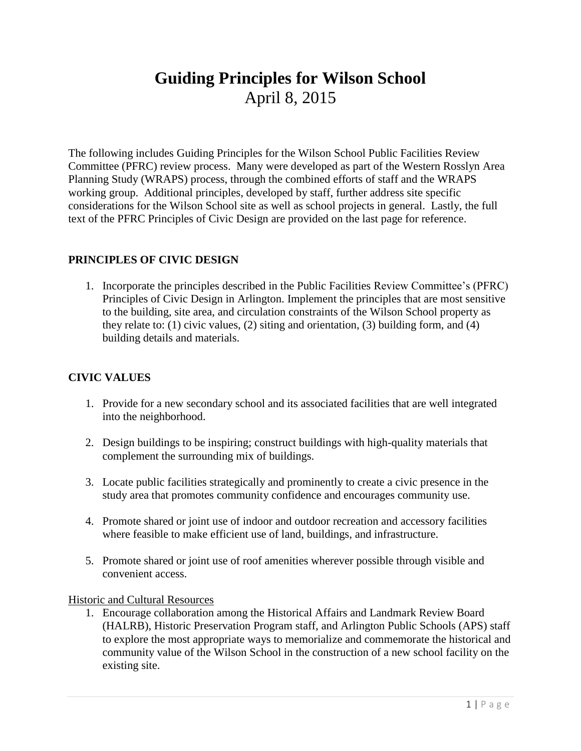# Guiding Principles for Wilson School

April 8, 2015

The following includes Guiding Principles for the Wilson School Public Facilities Review Committee (PFRC) review process. Many were developed as part of the Western Rosslyn Area Planning Study (WRAPS) process, through the combined efforts of staff and the WRAPS working group. Additional principles, developed by staff, further address site specific considerations for the Wilson School site as well as school projects in general. Lastly, the full text of the PFRC Principles of Civic Design are provided on the last page for reference.

## PRINCIPLES OF CIVIC DESIGN

1. Incorporate the principles described in the Public Facilities Review Committee's (PFRC) Principles of Civic Design in Arlington. Implement the principles that are most sensitive to the building, site area, and circulation constraints of the Wilson School property as they relate to: (1) civic values, (2) siting and orientation, (3) building form, and (4) building details and materials.

## CIVIC VALUES

1. Provide for a new secondary school and its associated facilities that are well integrated into the neighborhood.

2. Design buildings to be inspiring; construct buildings with high-quality materials that complement the surrounding mix of buildings.

3. Locate public facilities strategically and prominently to create a civic presence in the study area that promotes community confidence and encourages community use.

4. Promote shared or joint use of indoor and outdoor recreation and accessory facilities where feasible to make efficient use of land, buildings, and infrastructure.

5. Promote shared or joint use of roof amenities wherever possible through visible and convenient access.

<u>Historic and Cultural Resources</u>

1. Encourage collaboration among the Historical Affairs and Landmark Review Board (HALRB), Historic Preservation Program staff, and Arlington Public Schools (APS) staff to explore the most appropriate ways to memorialize and commemorate the historical and community value of the Wilson School in the construction of a new school facility on the existing site.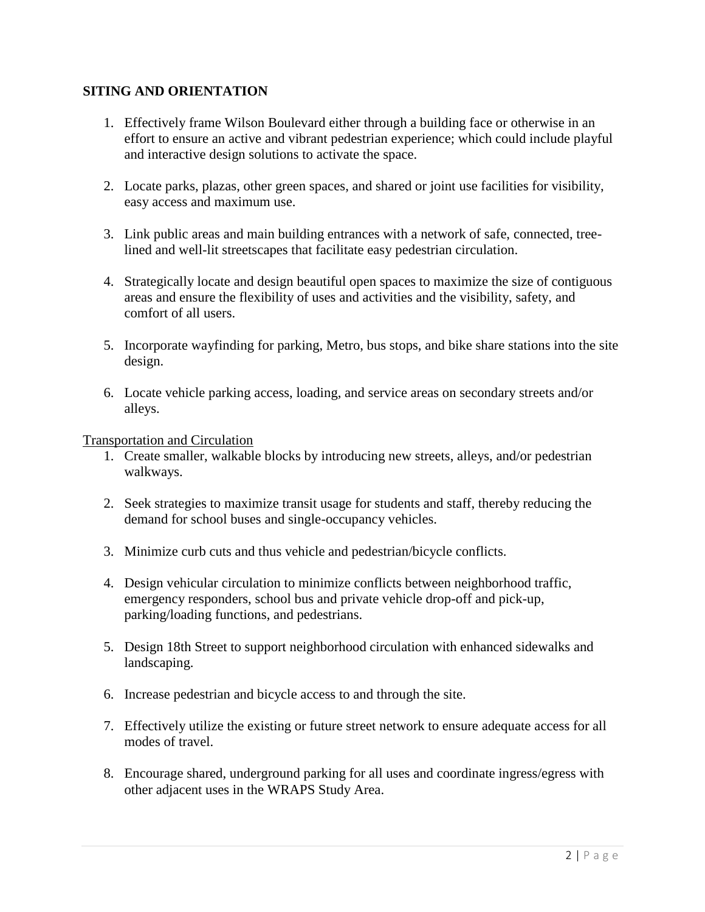## SITING AND ORIENTATION

1. Effectively frame Wilson Boulevard either through a building face or otherwise in an effort to ensure an active and vibrant pedestrian experience; which could include playful and interactive design solutions to activate the space.

2. Locate parks, plazas, other green spaces, and shared or joint use facilities for visibility, easy access and maximum use.

3. Link public areas and main building entrances with a network of safe, connected, tree-lined and well-lit streetscapes that facilitate easy pedestrian circulation.

4. Strategically locate and design beautiful open spaces to maximize the size of contiguous areas and ensure the flexibility of uses and activities and the visibility, safety, and comfort of all users.

5. Incorporate wayfinding for parking, Metro, bus stops, and bike share stations into the site design.

6. Locate vehicle parking access, loading, and service areas on secondary streets and/or alleys.

### Transportation and Circulation

1. Create smaller, walkable blocks by introducing new streets, alleys, and/or pedestrian walkways.

2. Seek strategies to maximize transit usage for students and staff, thereby reducing the demand for school buses and single-occupancy vehicles.

3. Minimize curb cuts and thus vehicle and pedestrian/bicycle conflicts.

4. Design vehicular circulation to minimize conflicts between neighborhood traffic, emergency responders, school bus and private vehicle drop-off and pick-up, parking/loading functions, and pedestrians.

5. Design 18th Street to support neighborhood circulation with enhanced sidewalks and landscaping.

6. Increase pedestrian and bicycle access to and through the site.

7. Effectively utilize the existing or future street network to ensure adequate access for all modes of travel.

8. Encourage shared, underground parking for all uses and coordinate ingress/egress with other adjacent uses in the WRAPS Study Area.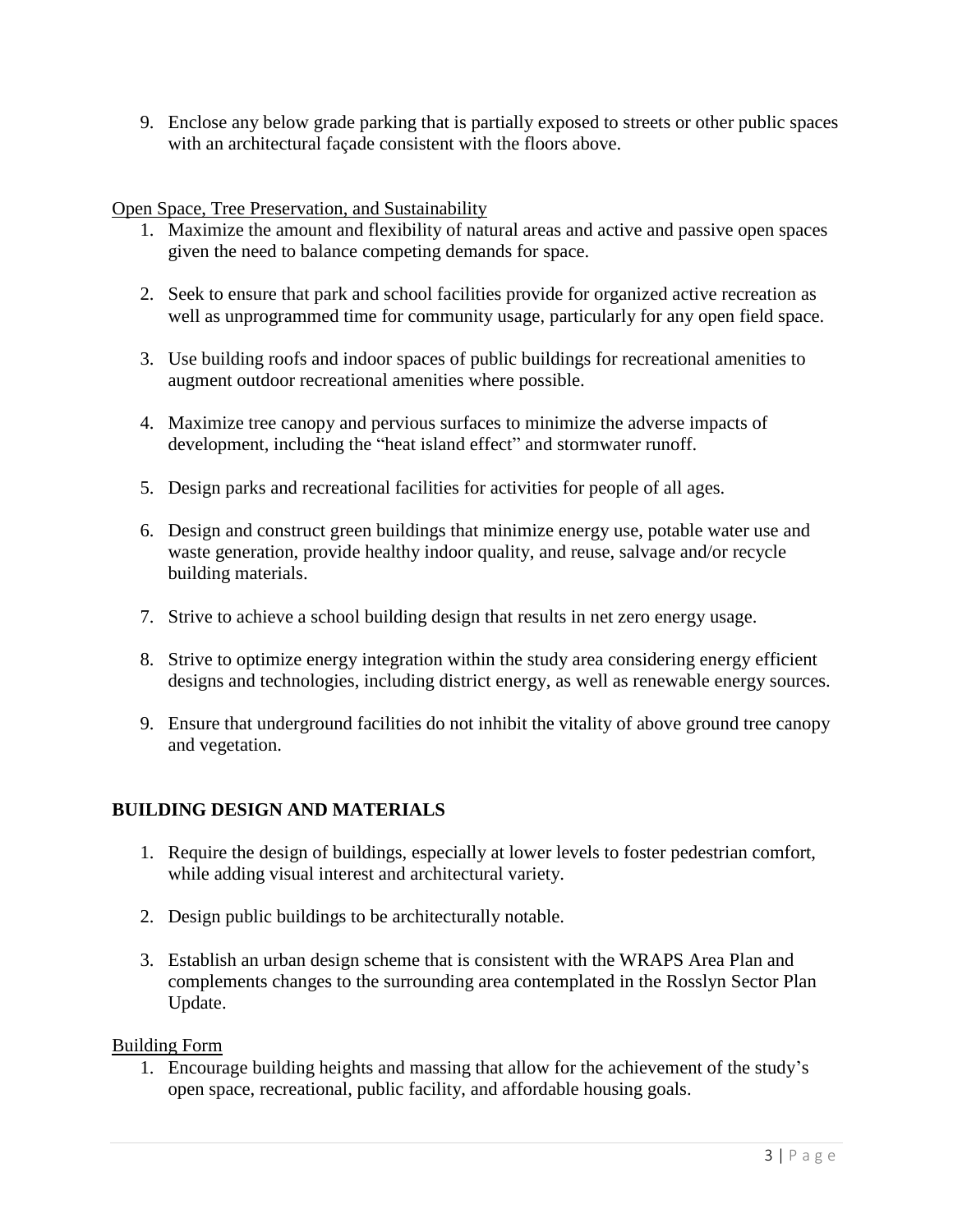9. Enclose any below grade parking that is partially exposed to streets or other public spaces with an architectural façade consistent with the floors above.

<u>Open Space, Tree Preservation, and Sustainability</u>

1. Maximize the amount and flexibility of natural areas and active and passive open spaces given the need to balance competing demands for space.

2. Seek to ensure that park and school facilities provide for organized active recreation as well as unprogrammed time for community usage, particularly for any open field space.

3. Use building roofs and indoor spaces of public buildings for recreational amenities to augment outdoor recreational amenities where possible.

4. Maximize tree canopy and pervious surfaces to minimize the adverse impacts of development, including the "heat island effect" and stormwater runoff.

5. Design parks and recreational facilities for activities for people of all ages.

6. Design and construct green buildings that minimize energy use, potable water use and waste generation, provide healthy indoor quality, and reuse, salvage and/or recycle building materials.

7. Strive to achieve a school building design that results in net zero energy usage.

8. Strive to optimize energy integration within the study area considering energy efficient designs and technologies, including district energy, as well as renewable energy sources.

9. Ensure that underground facilities do not inhibit the vitality of above ground tree canopy and vegetation.

## BUILDING DESIGN AND MATERIALS

1. Require the design of buildings, especially at lower levels to foster pedestrian comfort, while adding visual interest and architectural variety.

2. Design public buildings to be architecturally notable.

3. Establish an urban design scheme that is consistent with the WRAPS Area Plan and complements changes to the surrounding area contemplated in the Rosslyn Sector Plan Update.

<u>Building Form</u>

1. Encourage building heights and massing that allow for the achievement of the study's open space, recreational, public facility, and affordable housing goals.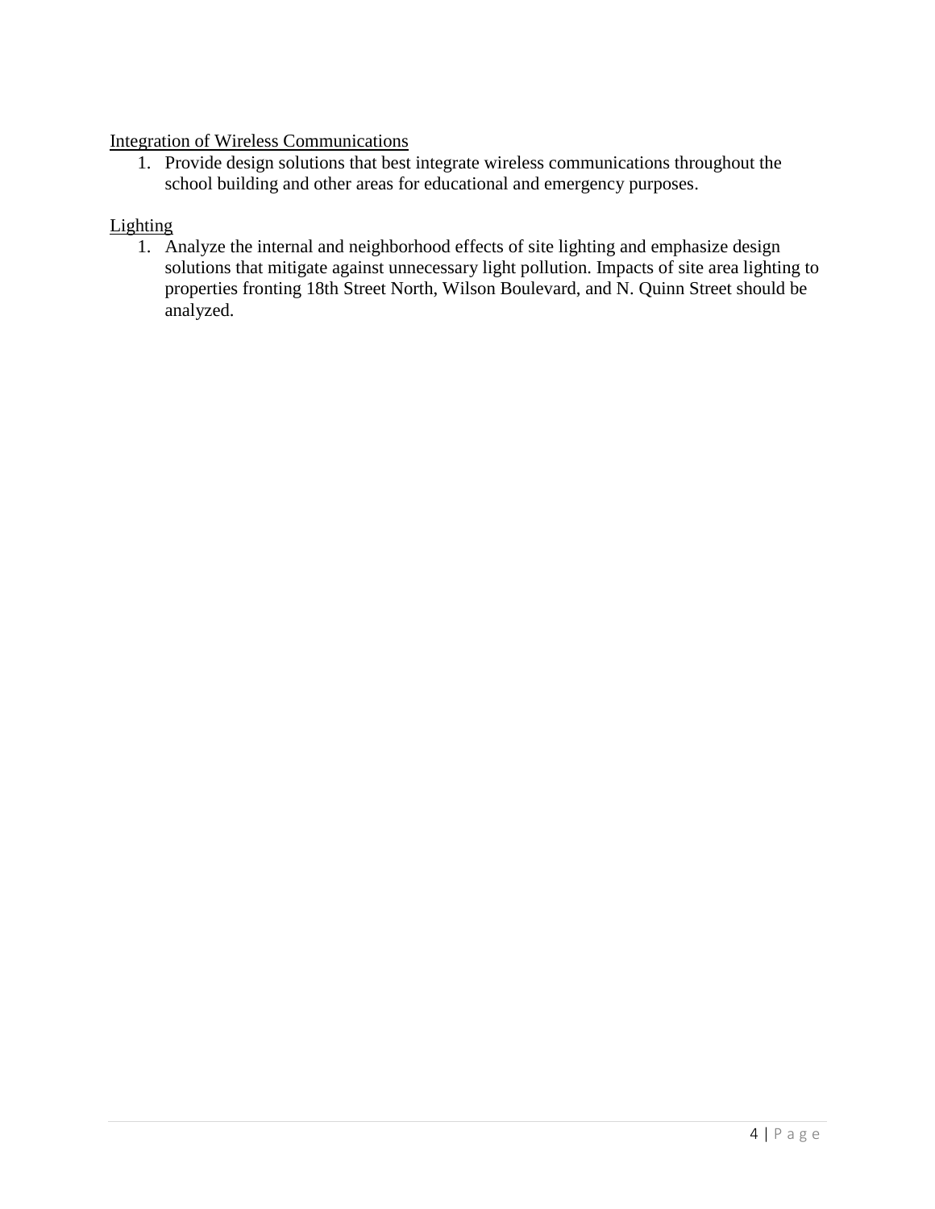<u>Integration of Wireless Communications</u>

1. Provide design solutions that best integrate wireless communications throughout the school building and other areas for educational and emergency purposes.

<u>Lighting</u>

1. Analyze the internal and neighborhood effects of site lighting and emphasize design solutions that mitigate against unnecessary light pollution. Impacts of site area lighting to properties fronting 18th Street North, Wilson Boulevard, and N. Quinn Street should be analyzed.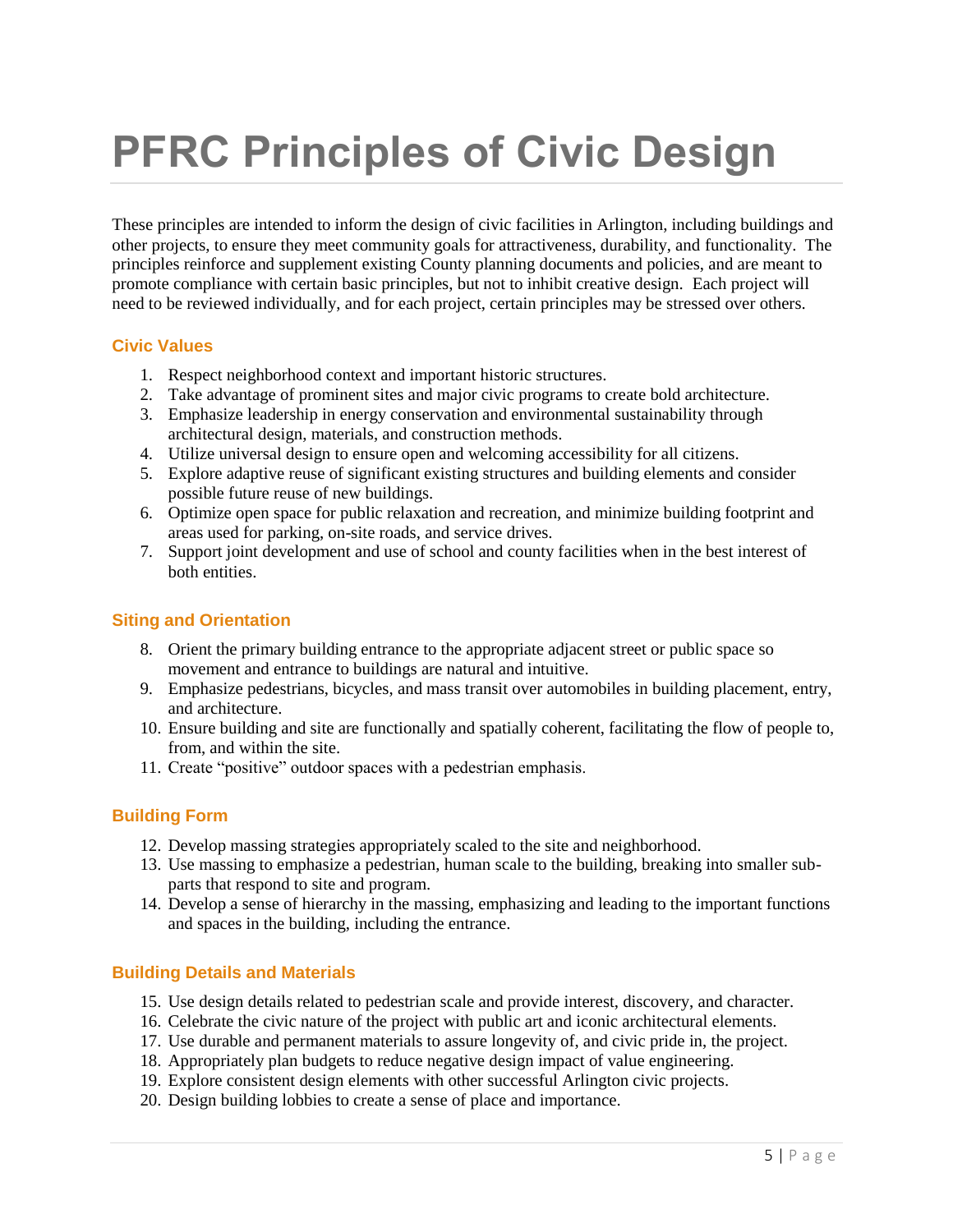# PFRC Principles of Civic Design

These principles are intended to inform the design of civic facilities in Arlington, including buildings and other projects, to ensure they meet community goals for attractiveness, durability, and functionality. The principles reinforce and supplement existing County planning documents and policies, and are meant to promote compliance with certain basic principles, but not to inhibit creative design. Each project will need to be reviewed individually, and for each project, certain principles may be stressed over others.

### Civic Values

1. Respect neighborhood context and important historic structures.
2. Take advantage of prominent sites and major civic programs to create bold architecture.
3. Emphasize leadership in energy conservation and environmental sustainability through architectural design, materials, and construction methods.
4. Utilize universal design to ensure open and welcoming accessibility for all citizens.
5. Explore adaptive reuse of significant existing structures and building elements and consider possible future reuse of new buildings.
6. Optimize open space for public relaxation and recreation, and minimize building footprint and areas used for parking, on-site roads, and service drives.
7. Support joint development and use of school and county facilities when in the best interest of both entities.

### Siting and Orientation

8. Orient the primary building entrance to the appropriate adjacent street or public space so movement and entrance to buildings are natural and intuitive.
9. Emphasize pedestrians, bicycles, and mass transit over automobiles in building placement, entry, and architecture.
10. Ensure building and site are functionally and spatially coherent, facilitating the flow of people to, from, and within the site.
11. Create "positive" outdoor spaces with a pedestrian emphasis.

### Building Form

12. Develop massing strategies appropriately scaled to the site and neighborhood.
13. Use massing to emphasize a pedestrian, human scale to the building, breaking into smaller sub-parts that respond to site and program.
14. Develop a sense of hierarchy in the massing, emphasizing and leading to the important functions and spaces in the building, including the entrance.

### Building Details and Materials

15. Use design details related to pedestrian scale and provide interest, discovery, and character.
16. Celebrate the civic nature of the project with public art and iconic architectural elements.
17. Use durable and permanent materials to assure longevity of, and civic pride in, the project.
18. Appropriately plan budgets to reduce negative design impact of value engineering.
19. Explore consistent design elements with other successful Arlington civic projects.
20. Design building lobbies to create a sense of place and importance.